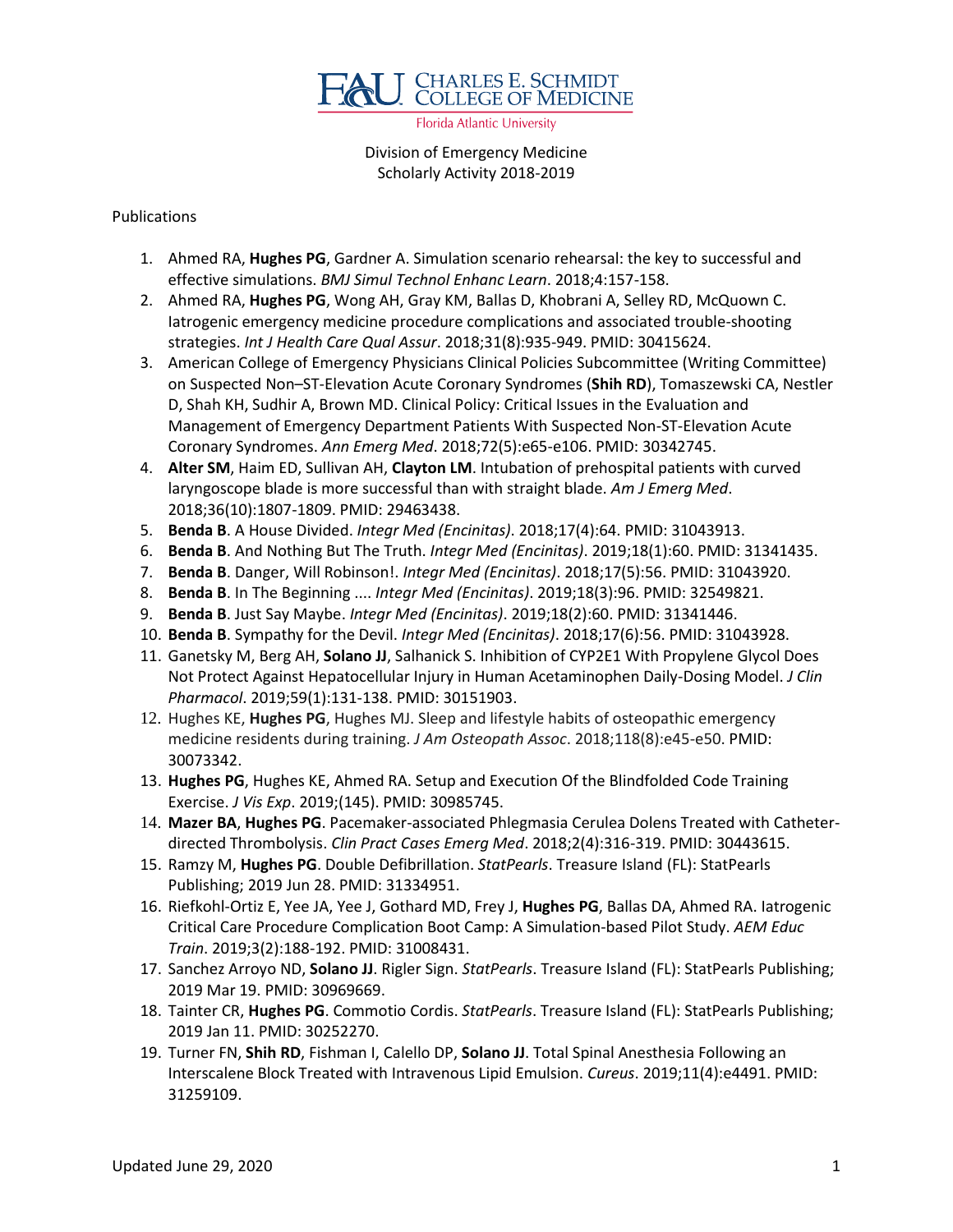FAU Charles E. Schmidt College of Medicine
Florida Atlantic University

Division of Emergency Medicine
Scholarly Activity 2018-2019

Publications

1. Ahmed RA, **Hughes PG**, Gardner A. Simulation scenario rehearsal: the key to successful and effective simulations. *BMJ Simul Technol Enhanc Learn*. 2018;4:157-158.
2. Ahmed RA, **Hughes PG**, Wong AH, Gray KM, Ballas D, Khobrani A, Selley RD, McQuown C. Iatrogenic emergency medicine procedure complications and associated trouble-shooting strategies. *Int J Health Care Qual Assur*. 2018;31(8):935-949. PMID: 30415624.
3. American College of Emergency Physicians Clinical Policies Subcommittee (Writing Committee) on Suspected Non–ST-Elevation Acute Coronary Syndromes (**Shih RD**), Tomaszewski CA, Nestler D, Shah KH, Sudhir A, Brown MD. Clinical Policy: Critical Issues in the Evaluation and Management of Emergency Department Patients With Suspected Non-ST-Elevation Acute Coronary Syndromes. *Ann Emerg Med*. 2018;72(5):e65-e106. PMID: 30342745.
4. **Alter SM**, Haim ED, Sullivan AH, **Clayton LM**. Intubation of prehospital patients with curved laryngoscope blade is more successful than with straight blade. *Am J Emerg Med*. 2018;36(10):1807-1809. PMID: 29463438.
5. **Benda B**. A House Divided. *Integr Med (Encinitas)*. 2018;17(4):64. PMID: 31043913.
6. **Benda B**. And Nothing But The Truth. *Integr Med (Encinitas)*. 2019;18(1):60. PMID: 31341435.
7. **Benda B**. Danger, Will Robinson!. *Integr Med (Encinitas)*. 2018;17(5):56. PMID: 31043920.
8. **Benda B**. In The Beginning .... *Integr Med (Encinitas)*. 2019;18(3):96. PMID: 32549821.
9. **Benda B**. Just Say Maybe. *Integr Med (Encinitas)*. 2019;18(2):60. PMID: 31341446.
10. **Benda B**. Sympathy for the Devil. *Integr Med (Encinitas)*. 2018;17(6):56. PMID: 31043928.
11. Ganetsky M, Berg AH, **Solano JJ**, Salhanick S. Inhibition of CYP2E1 With Propylene Glycol Does Not Protect Against Hepatocellular Injury in Human Acetaminophen Daily-Dosing Model. *J Clin Pharmacol*. 2019;59(1):131-138. PMID: 30151903.
12. Hughes KE, **Hughes PG**, Hughes MJ. Sleep and lifestyle habits of osteopathic emergency medicine residents during training. *J Am Osteopath Assoc*. 2018;118(8):e45-e50. PMID: 30073342.
13. **Hughes PG**, Hughes KE, Ahmed RA. Setup and Execution Of the Blindfolded Code Training Exercise. *J Vis Exp*. 2019;(145). PMID: 30985745.
14. **Mazer BA**, **Hughes PG**. Pacemaker-associated Phlegmasia Cerulea Dolens Treated with Catheter-directed Thrombolysis. *Clin Pract Cases Emerg Med*. 2018;2(4):316-319. PMID: 30443615.
15. Ramzy M, **Hughes PG**. Double Defibrillation. *StatPearls*. Treasure Island (FL): StatPearls Publishing; 2019 Jun 28. PMID: 31334951.
16. Riefkohl-Ortiz E, Yee JA, Yee J, Gothard MD, Frey J, **Hughes PG**, Ballas DA, Ahmed RA. Iatrogenic Critical Care Procedure Complication Boot Camp: A Simulation-based Pilot Study. *AEM Educ Train*. 2019;3(2):188-192. PMID: 31008431.
17. Sanchez Arroyo ND, **Solano JJ**. Rigler Sign. *StatPearls*. Treasure Island (FL): StatPearls Publishing; 2019 Mar 19. PMID: 30969669.
18. Tainter CR, **Hughes PG**. Commotio Cordis. *StatPearls*. Treasure Island (FL): StatPearls Publishing; 2019 Jan 11. PMID: 30252270.
19. Turner FN, **Shih RD**, Fishman I, Calello DP, **Solano JJ**. Total Spinal Anesthesia Following an Interscalene Block Treated with Intravenous Lipid Emulsion. *Cureus*. 2019;11(4):e4491. PMID: 31259109.

Updated June 29, 2020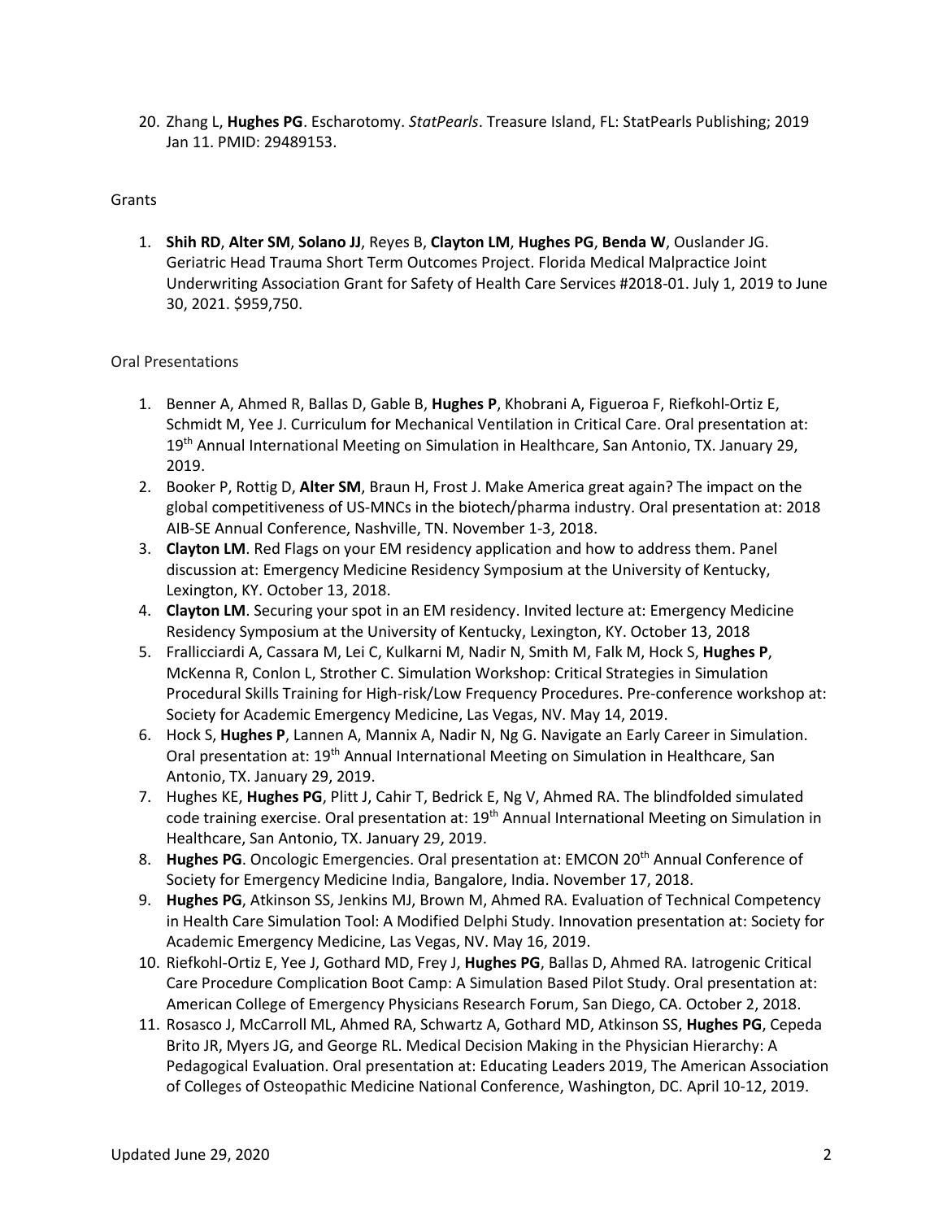20. Zhang L, **Hughes PG**. Escharotomy. *StatPearls*. Treasure Island, FL: StatPearls Publishing; 2019 Jan 11. PMID: 29489153.

Grants

1. **Shih RD**, **Alter SM**, **Solano JJ**, Reyes B, **Clayton LM**, **Hughes PG**, **Benda W**, Ouslander JG. Geriatric Head Trauma Short Term Outcomes Project. Florida Medical Malpractice Joint Underwriting Association Grant for Safety of Health Care Services #2018-01. July 1, 2019 to June 30, 2021. $959,750.

Oral Presentations

1. Benner A, Ahmed R, Ballas D, Gable B, **Hughes P**, Khobrani A, Figueroa F, Riefkohl-Ortiz E, Schmidt M, Yee J. Curriculum for Mechanical Ventilation in Critical Care. Oral presentation at: 19th Annual International Meeting on Simulation in Healthcare, San Antonio, TX. January 29, 2019.
2. Booker P, Rottig D, **Alter SM**, Braun H, Frost J. Make America great again? The impact on the global competitiveness of US-MNCs in the biotech/pharma industry. Oral presentation at: 2018 AIB-SE Annual Conference, Nashville, TN. November 1-3, 2018.
3. **Clayton LM**. Red Flags on your EM residency application and how to address them. Panel discussion at: Emergency Medicine Residency Symposium at the University of Kentucky, Lexington, KY. October 13, 2018.
4. **Clayton LM**. Securing your spot in an EM residency. Invited lecture at: Emergency Medicine Residency Symposium at the University of Kentucky, Lexington, KY. October 13, 2018
5. Frallicciardi A, Cassara M, Lei C, Kulkarni M, Nadir N, Smith M, Falk M, Hock S, **Hughes P**, McKenna R, Conlon L, Strother C. Simulation Workshop: Critical Strategies in Simulation Procedural Skills Training for High-risk/Low Frequency Procedures. Pre-conference workshop at: Society for Academic Emergency Medicine, Las Vegas, NV. May 14, 2019.
6. Hock S, **Hughes P**, Lannen A, Mannix A, Nadir N, Ng G. Navigate an Early Career in Simulation. Oral presentation at: 19th Annual International Meeting on Simulation in Healthcare, San Antonio, TX. January 29, 2019.
7. Hughes KE, **Hughes PG**, Plitt J, Cahir T, Bedrick E, Ng V, Ahmed RA. The blindfolded simulated code training exercise. Oral presentation at: 19th Annual International Meeting on Simulation in Healthcare, San Antonio, TX. January 29, 2019.
8. **Hughes PG**. Oncologic Emergencies. Oral presentation at: EMCON 20th Annual Conference of Society for Emergency Medicine India, Bangalore, India. November 17, 2018.
9. **Hughes PG**, Atkinson SS, Jenkins MJ, Brown M, Ahmed RA. Evaluation of Technical Competency in Health Care Simulation Tool: A Modified Delphi Study. Innovation presentation at: Society for Academic Emergency Medicine, Las Vegas, NV. May 16, 2019.
10. Riefkohl-Ortiz E, Yee J, Gothard MD, Frey J, **Hughes PG**, Ballas D, Ahmed RA. Iatrogenic Critical Care Procedure Complication Boot Camp: A Simulation Based Pilot Study. Oral presentation at: American College of Emergency Physicians Research Forum, San Diego, CA. October 2, 2018.
11. Rosasco J, McCarroll ML, Ahmed RA, Schwartz A, Gothard MD, Atkinson SS, **Hughes PG**, Cepeda Brito JR, Myers JG, and George RL. Medical Decision Making in the Physician Hierarchy: A Pedagogical Evaluation. Oral presentation at: Educating Leaders 2019, The American Association of Colleges of Osteopathic Medicine National Conference, Washington, DC. April 10-12, 2019.

Updated June 29, 2020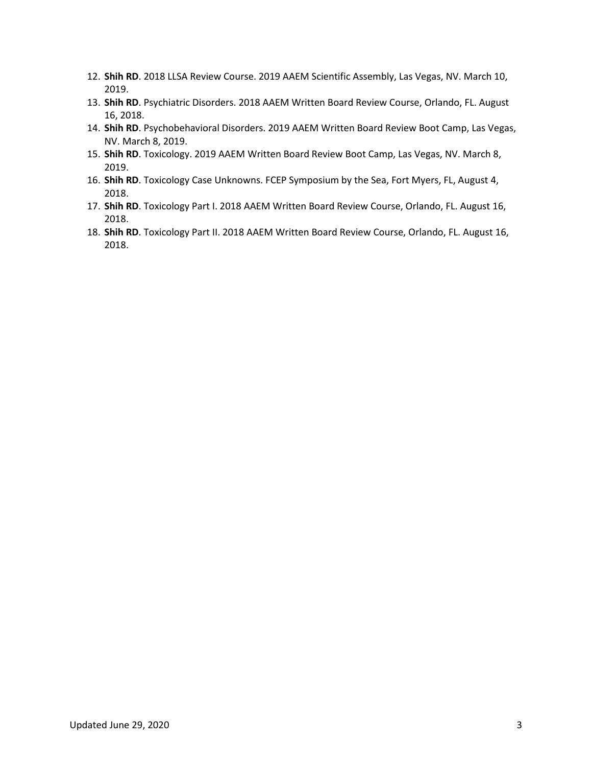12. **Shih RD**. 2018 LLSA Review Course. 2019 AAEM Scientific Assembly, Las Vegas, NV. March 10, 2019.
13. **Shih RD**. Psychiatric Disorders. 2018 AAEM Written Board Review Course, Orlando, FL. August 16, 2018.
14. **Shih RD**. Psychobehavioral Disorders. 2019 AAEM Written Board Review Boot Camp, Las Vegas, NV. March 8, 2019.
15. **Shih RD**. Toxicology. 2019 AAEM Written Board Review Boot Camp, Las Vegas, NV. March 8, 2019.
16. **Shih RD**. Toxicology Case Unknowns. FCEP Symposium by the Sea, Fort Myers, FL, August 4, 2018.
17. **Shih RD**. Toxicology Part I. 2018 AAEM Written Board Review Course, Orlando, FL. August 16, 2018.
18. **Shih RD**. Toxicology Part II. 2018 AAEM Written Board Review Course, Orlando, FL. August 16, 2018.